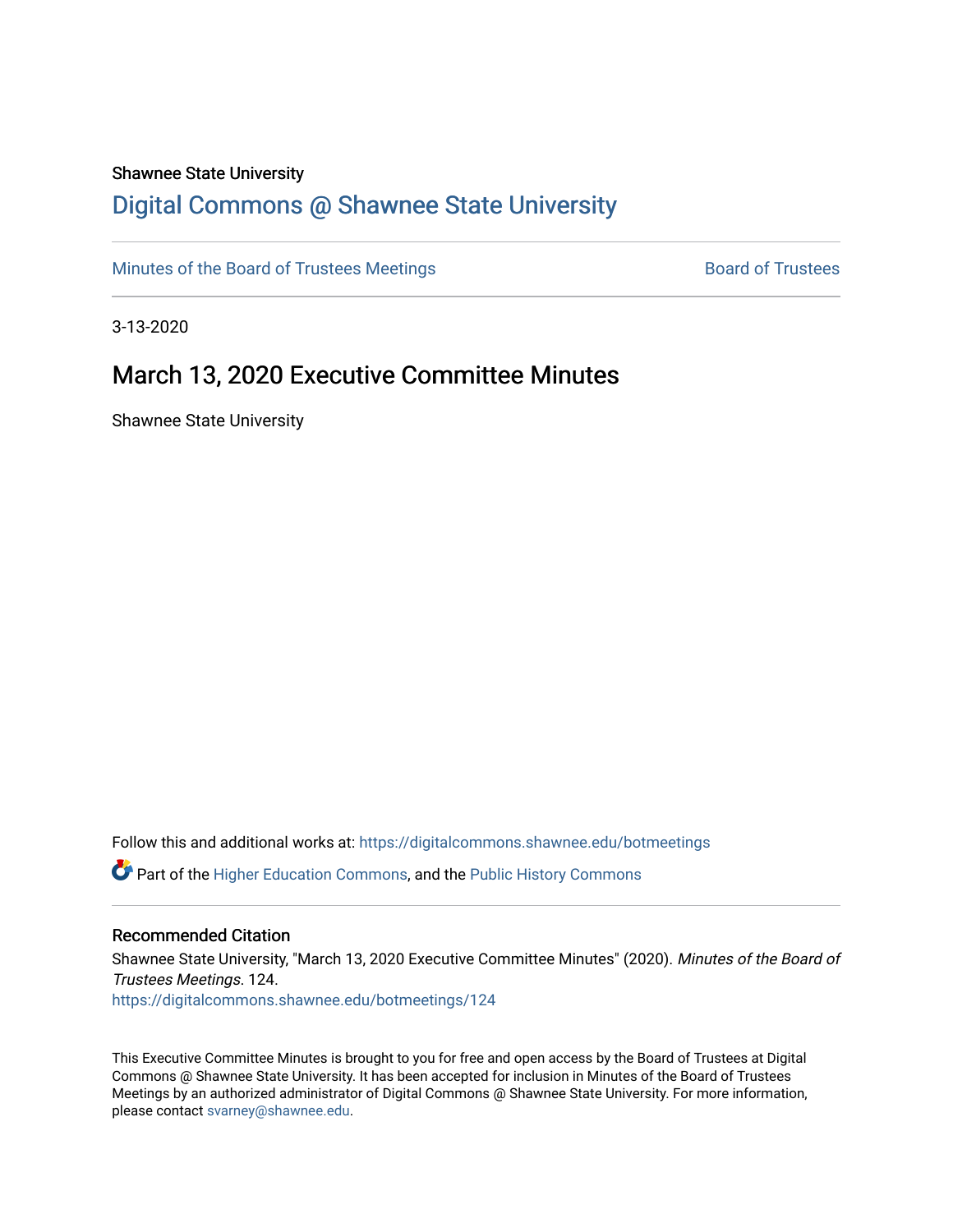Shawnee State University

# Digital Commons @ Shawnee State University

Minutes of the Board of Trustees Meetings | Board of Trustees

3-13-2020

## March 13, 2020 Executive Committee Minutes

Shawnee State University

Follow this and additional works at: https://digitalcommons.shawnee.edu/botmeetings

Part of the Higher Education Commons, and the Public History Commons

### Recommended Citation

Shawnee State University, "March 13, 2020 Executive Committee Minutes" (2020). *Minutes of the Board of Trustees Meetings*. 124.
https://digitalcommons.shawnee.edu/botmeetings/124

This Executive Committee Minutes is brought to you for free and open access by the Board of Trustees at Digital Commons @ Shawnee State University. It has been accepted for inclusion in Minutes of the Board of Trustees Meetings by an authorized administrator of Digital Commons @ Shawnee State University. For more information, please contact svarney@shawnee.edu.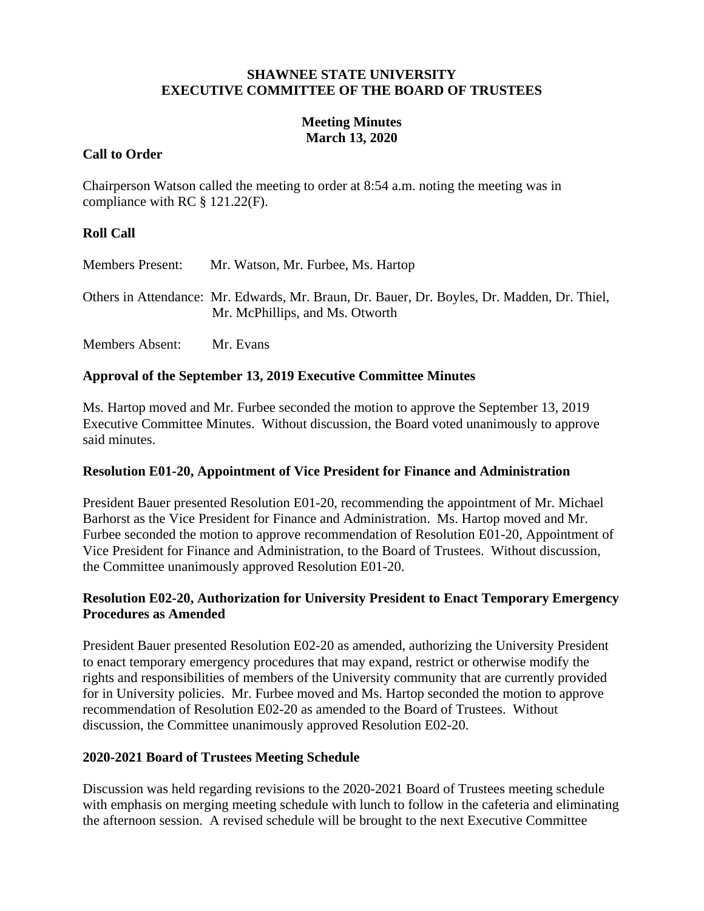**SHAWNEE STATE UNIVERSITY**
**EXECUTIVE COMMITTEE OF THE BOARD OF TRUSTEES**

**Meeting Minutes**
**March 13, 2020**

## Call to Order

Chairperson Watson called the meeting to order at 8:54 a.m. noting the meeting was in compliance with RC § 121.22(F).

## Roll Call

Members Present: Mr. Watson, Mr. Furbee, Ms. Hartop

Others in Attendance: Mr. Edwards, Mr. Braun, Dr. Bauer, Dr. Boyles, Dr. Madden, Dr. Thiel, Mr. McPhillips, and Ms. Otworth

Members Absent: Mr. Evans

## Approval of the September 13, 2019 Executive Committee Minutes

Ms. Hartop moved and Mr. Furbee seconded the motion to approve the September 13, 2019 Executive Committee Minutes. Without discussion, the Board voted unanimously to approve said minutes.

## Resolution E01-20, Appointment of Vice President for Finance and Administration

President Bauer presented Resolution E01-20, recommending the appointment of Mr. Michael Barhorst as the Vice President for Finance and Administration. Ms. Hartop moved and Mr. Furbee seconded the motion to approve recommendation of Resolution E01-20, Appointment of Vice President for Finance and Administration, to the Board of Trustees. Without discussion, the Committee unanimously approved Resolution E01-20.

## Resolution E02-20, Authorization for University President to Enact Temporary Emergency Procedures as Amended

President Bauer presented Resolution E02-20 as amended, authorizing the University President to enact temporary emergency procedures that may expand, restrict or otherwise modify the rights and responsibilities of members of the University community that are currently provided for in University policies. Mr. Furbee moved and Ms. Hartop seconded the motion to approve recommendation of Resolution E02-20 as amended to the Board of Trustees. Without discussion, the Committee unanimously approved Resolution E02-20.

## 2020-2021 Board of Trustees Meeting Schedule

Discussion was held regarding revisions to the 2020-2021 Board of Trustees meeting schedule with emphasis on merging meeting schedule with lunch to follow in the cafeteria and eliminating the afternoon session. A revised schedule will be brought to the next Executive Committee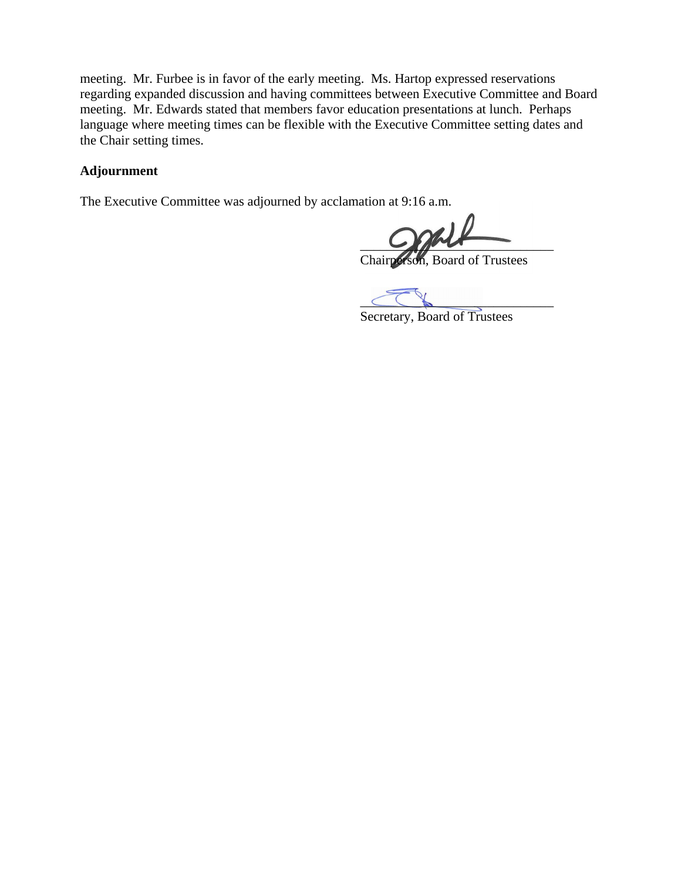meeting. Mr. Furbee is in favor of the early meeting. Ms. Hartop expressed reservations regarding expanded discussion and having committees between Executive Committee and Board meeting. Mr. Edwards stated that members favor education presentations at lunch. Perhaps language where meeting times can be flexible with the Executive Committee setting dates and the Chair setting times.

**Adjournment**

The Executive Committee was adjourned by acclamation at 9:16 a.m.

\_\_\_\_\_\_\_\_\_\_\_\_\_\_\_\_\_\_\_\_\_\_\_\_\_\_\_\_\_\_
Chairperson, Board of Trustees

\_\_\_\_\_\_\_\_\_\_\_\_\_\_\_\_\_\_\_\_\_\_\_\_\_\_\_\_\_\_
Secretary, Board of Trustees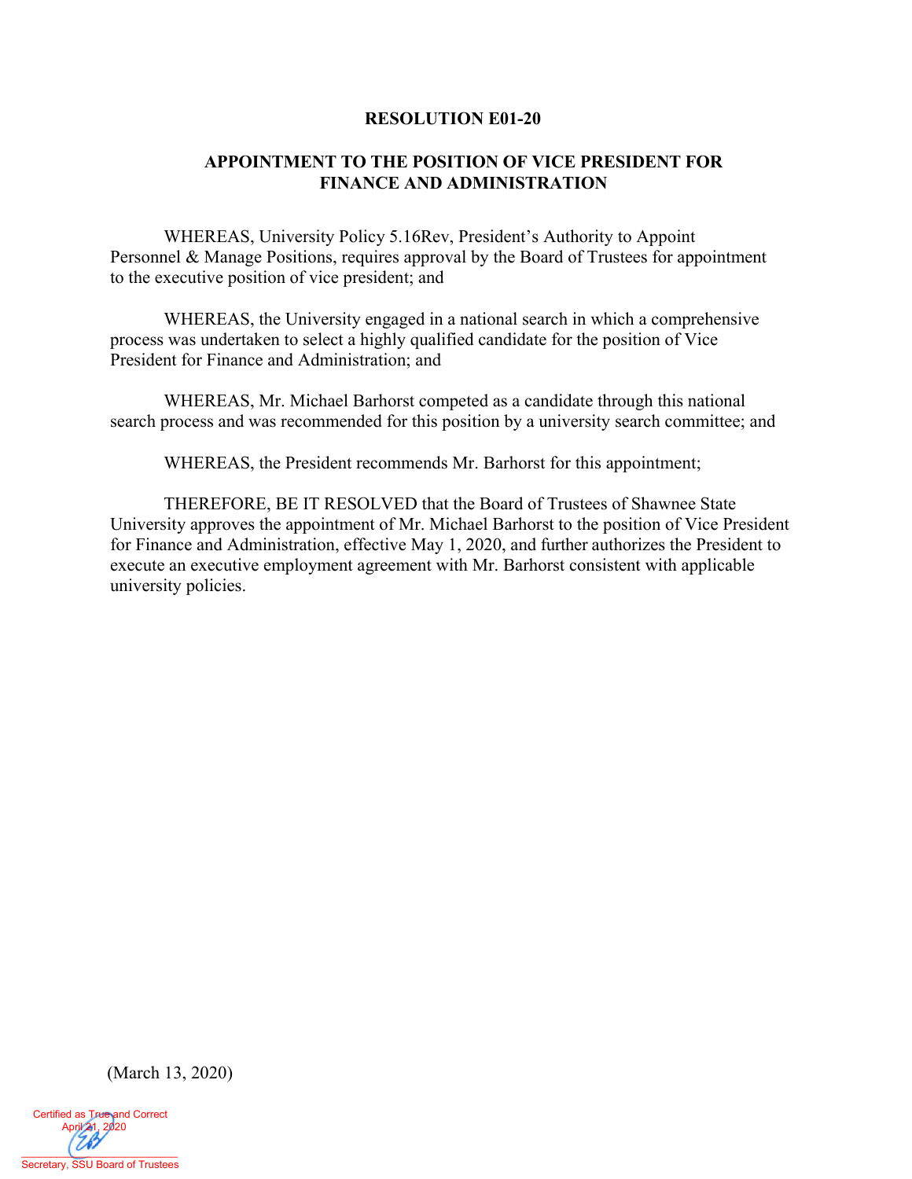**RESOLUTION E01-20**

**APPOINTMENT TO THE POSITION OF VICE PRESIDENT FOR FINANCE AND ADMINISTRATION**

WHEREAS, University Policy 5.16Rev, President's Authority to Appoint Personnel & Manage Positions, requires approval by the Board of Trustees for appointment to the executive position of vice president; and

WHEREAS, the University engaged in a national search in which a comprehensive process was undertaken to select a highly qualified candidate for the position of Vice President for Finance and Administration; and

WHEREAS, Mr. Michael Barhorst competed as a candidate through this national search process and was recommended for this position by a university search committee; and

WHEREAS, the President recommends Mr. Barhorst for this appointment;

THEREFORE, BE IT RESOLVED that the Board of Trustees of Shawnee State University approves the appointment of Mr. Michael Barhorst to the position of Vice President for Finance and Administration, effective May 1, 2020, and further authorizes the President to execute an executive employment agreement with Mr. Barhorst consistent with applicable university policies.

(March 13, 2020)

Certified as True and Correct
April 21, 2020

Secretary, SSU Board of Trustees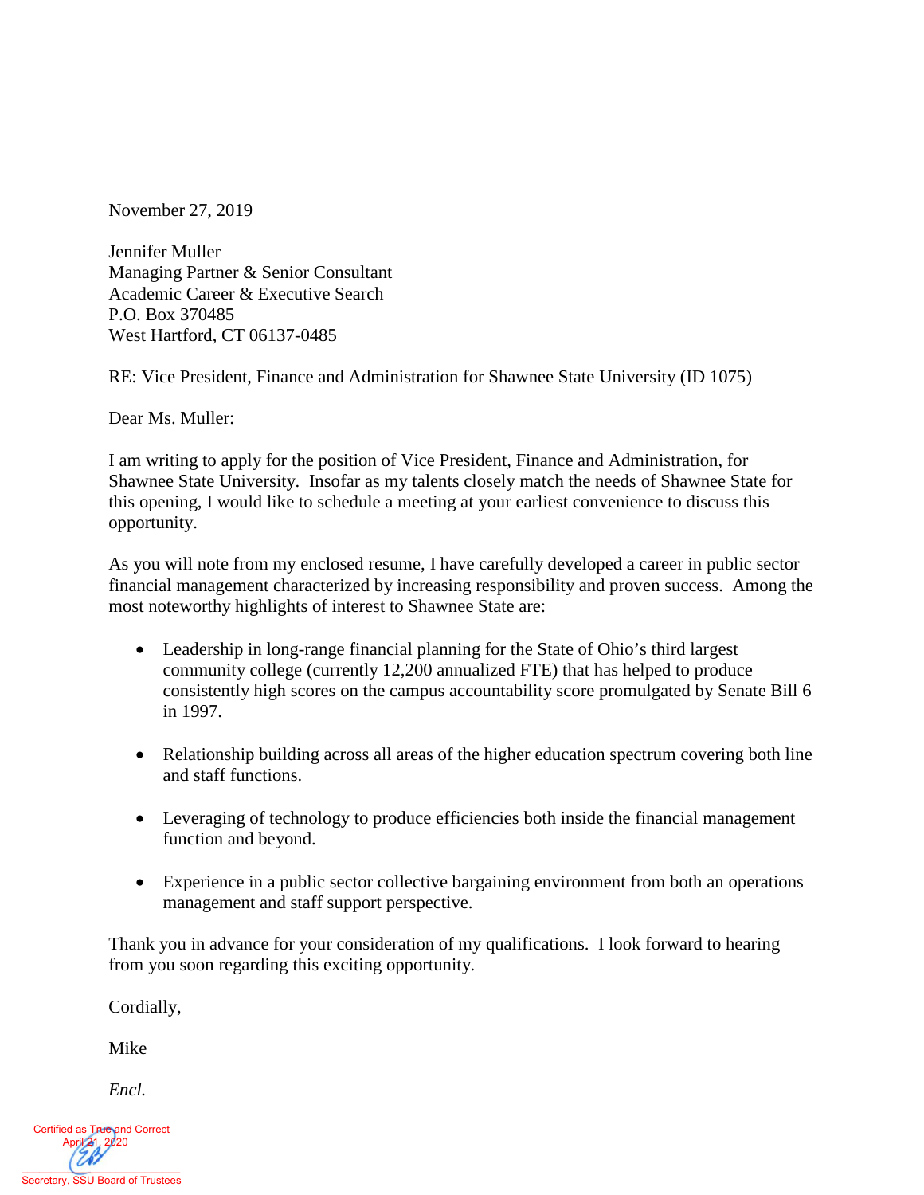November 27, 2019

Jennifer Muller
Managing Partner & Senior Consultant
Academic Career & Executive Search
P.O. Box 370485
West Hartford, CT 06137-0485

RE: Vice President, Finance and Administration for Shawnee State University (ID 1075)

Dear Ms. Muller:

I am writing to apply for the position of Vice President, Finance and Administration, for Shawnee State University. Insofar as my talents closely match the needs of Shawnee State for this opening, I would like to schedule a meeting at your earliest convenience to discuss this opportunity.

As you will note from my enclosed resume, I have carefully developed a career in public sector financial management characterized by increasing responsibility and proven success. Among the most noteworthy highlights of interest to Shawnee State are:

- Leadership in long-range financial planning for the State of Ohio's third largest community college (currently 12,200 annualized FTE) that has helped to produce consistently high scores on the campus accountability score promulgated by Senate Bill 6 in 1997.

- Relationship building across all areas of the higher education spectrum covering both line and staff functions.

- Leveraging of technology to produce efficiencies both inside the financial management function and beyond.

- Experience in a public sector collective bargaining environment from both an operations management and staff support perspective.

Thank you in advance for your consideration of my qualifications. I look forward to hearing from you soon regarding this exciting opportunity.

Cordially,

Mike

*Encl.*

Certified as True and Correct
April 21, 2020
Secretary, SSU Board of Trustees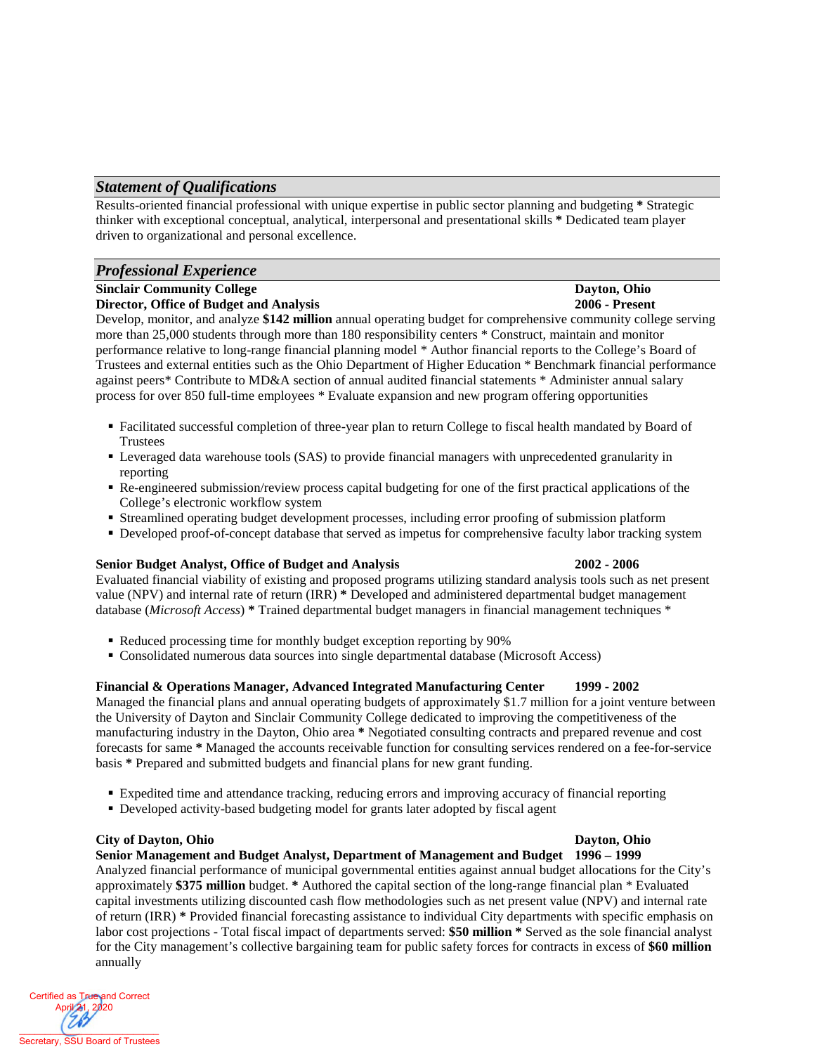## *Statement of Qualifications*

Results-oriented financial professional with unique expertise in public sector planning and budgeting * Strategic thinker with exceptional conceptual, analytical, interpersonal and presentational skills * Dedicated team player driven to organizational and personal excellence.

## *Professional Experience*

**Sinclair Community College** — **Dayton, Ohio**
**Director, Office of Budget and Analysis** — **2006 - Present**

Develop, monitor, and analyze **$142 million** annual operating budget for comprehensive community college serving more than 25,000 students through more than 180 responsibility centers * Construct, maintain and monitor performance relative to long-range financial planning model * Author financial reports to the College's Board of Trustees and external entities such as the Ohio Department of Higher Education * Benchmark financial performance against peers* Contribute to MD&A section of annual audited financial statements * Administer annual salary process for over 850 full-time employees * Evaluate expansion and new program offering opportunities

- Facilitated successful completion of three-year plan to return College to fiscal health mandated by Board of Trustees
- Leveraged data warehouse tools (SAS) to provide financial managers with unprecedented granularity in reporting
- Re-engineered submission/review process capital budgeting for one of the first practical applications of the College's electronic workflow system
- Streamlined operating budget development processes, including error proofing of submission platform
- Developed proof-of-concept database that served as impetus for comprehensive faculty labor tracking system

**Senior Budget Analyst, Office of Budget and Analysis** — **2002 - 2006**

Evaluated financial viability of existing and proposed programs utilizing standard analysis tools such as net present value (NPV) and internal rate of return (IRR) **\*** Developed and administered departmental budget management database (*Microsoft Access*) **\*** Trained departmental budget managers in financial management techniques *

- Reduced processing time for monthly budget exception reporting by 90%
- Consolidated numerous data sources into single departmental database (Microsoft Access)

**Financial & Operations Manager, Advanced Integrated Manufacturing Center** — **1999 - 2002**

Managed the financial plans and annual operating budgets of approximately $1.7 million for a joint venture between the University of Dayton and Sinclair Community College dedicated to improving the competitiveness of the manufacturing industry in the Dayton, Ohio area **\*** Negotiated consulting contracts and prepared revenue and cost forecasts for same **\*** Managed the accounts receivable function for consulting services rendered on a fee-for-service basis **\*** Prepared and submitted budgets and financial plans for new grant funding.

- Expedited time and attendance tracking, reducing errors and improving accuracy of financial reporting
- Developed activity-based budgeting model for grants later adopted by fiscal agent

**City of Dayton, Ohio** — **Dayton, Ohio**
**Senior Management and Budget Analyst, Department of Management and Budget** — **1996 – 1999**

Analyzed financial performance of municipal governmental entities against annual budget allocations for the City's approximately **$375 million** budget. **\*** Authored the capital section of the long-range financial plan * Evaluated capital investments utilizing discounted cash flow methodologies such as net present value (NPV) and internal rate of return (IRR) **\*** Provided financial forecasting assistance to individual City departments with specific emphasis on labor cost projections - Total fiscal impact of departments served: **$50 million \*** Served as the sole financial analyst for the City management's collective bargaining team for public safety forces for contracts in excess of **$60 million** annually

Certified as True and Correct
April 21, 2020
Secretary, SSU Board of Trustees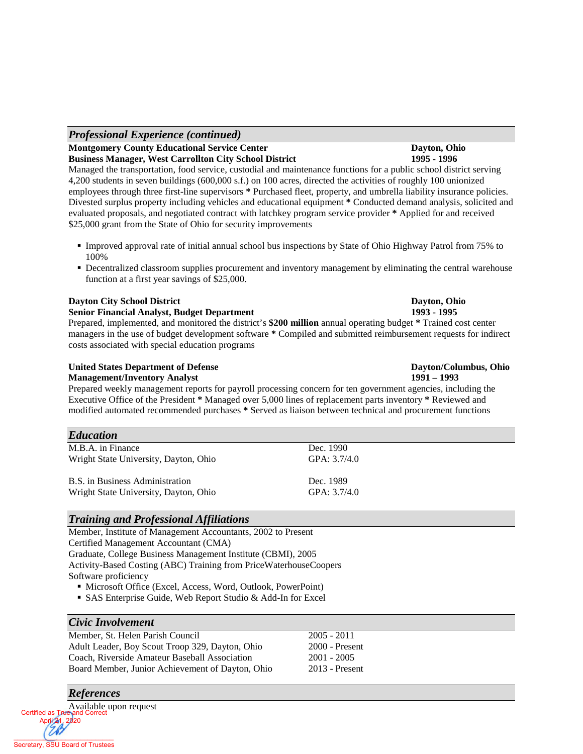## *Professional Experience (continued)*

**Montgomery County Educational Service Center** **Dayton, Ohio**
**Business Manager, West Carrollton City School District** **1995 - 1996**
Managed the transportation, food service, custodial and maintenance functions for a public school district serving 4,200 students in seven buildings (600,000 s.f.) on 100 acres, directed the activities of roughly 100 unionized employees through three first-line supervisors **\*** Purchased fleet, property, and umbrella liability insurance policies. Divested surplus property including vehicles and educational equipment **\*** Conducted demand analysis, solicited and evaluated proposals, and negotiated contract with latchkey program service provider **\*** Applied for and received $25,000 grant from the State of Ohio for security improvements

- Improved approval rate of initial annual school bus inspections by State of Ohio Highway Patrol from 75% to 100%
- Decentralized classroom supplies procurement and inventory management by eliminating the central warehouse function at a first year savings of $25,000.

**Dayton City School District** **Dayton, Ohio**
**Senior Financial Analyst, Budget Department** **1993 - 1995**
Prepared, implemented, and monitored the district's **$200 million** annual operating budget **\*** Trained cost center managers in the use of budget development software **\*** Compiled and submitted reimbursement requests for indirect costs associated with special education programs

**United States Department of Defense** **Dayton/Columbus, Ohio**
**Management/Inventory Analyst** **1991 – 1993**
Prepared weekly management reports for payroll processing concern for ten government agencies, including the Executive Office of the President **\*** Managed over 5,000 lines of replacement parts inventory **\*** Reviewed and modified automated recommended purchases **\*** Served as liaison between technical and procurement functions

## *Education*

M.B.A. in Finance — Dec. 1990
Wright State University, Dayton, Ohio — GPA: 3.7/4.0

B.S. in Business Administration — Dec. 1989
Wright State University, Dayton, Ohio — GPA: 3.7/4.0

## *Training and Professional Affiliations*

Member, Institute of Management Accountants, 2002 to Present
Certified Management Accountant (CMA)
Graduate, College Business Management Institute (CBMI), 2005
Activity-Based Costing (ABC) Training from PriceWaterhouseCoopers
Software proficiency

- Microsoft Office (Excel, Access, Word, Outlook, PowerPoint)
- SAS Enterprise Guide, Web Report Studio & Add-In for Excel

## *Civic Involvement*

Member, St. Helen Parish Council — 2005 - 2011
Adult Leader, Boy Scout Troop 329, Dayton, Ohio — 2000 - Present
Coach, Riverside Amateur Baseball Association — 2001 - 2005
Board Member, Junior Achievement of Dayton, Ohio — 2013 - Present

## *References*

Available upon request

Certified as True and Correct
April 21, 2020
Secretary, SSU Board of Trustees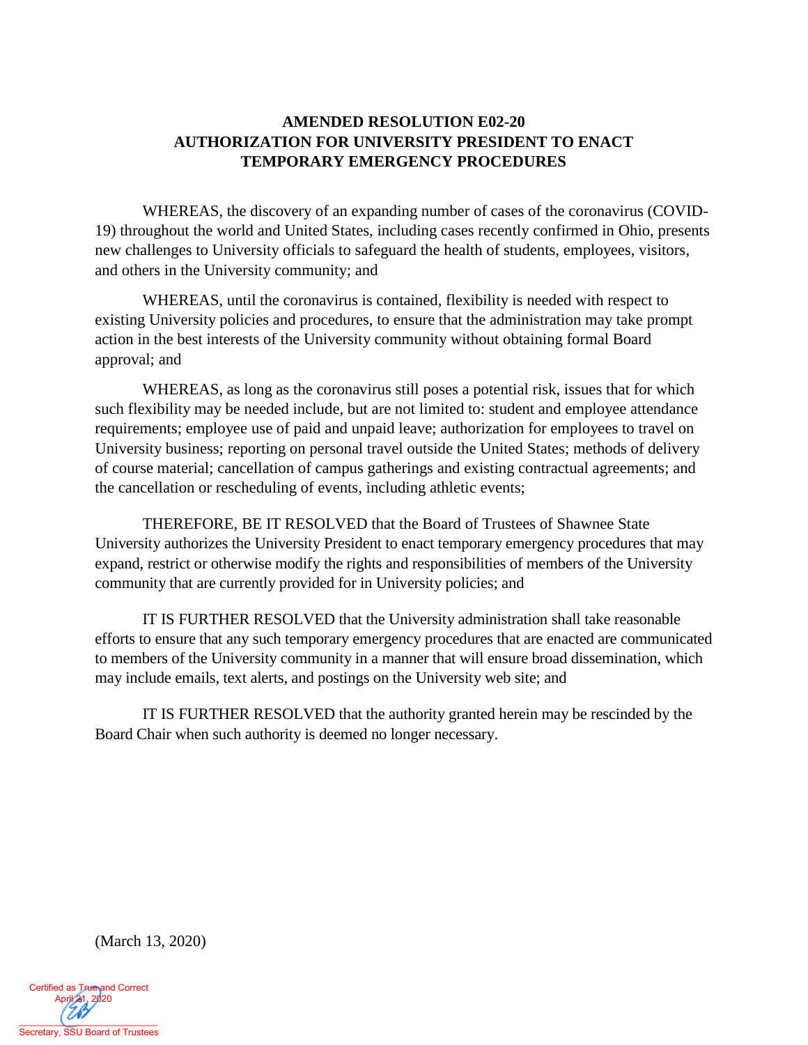**AMENDED RESOLUTION E02-20**
**AUTHORIZATION FOR UNIVERSITY PRESIDENT TO ENACT TEMPORARY EMERGENCY PROCEDURES**

WHEREAS, the discovery of an expanding number of cases of the coronavirus (COVID-19) throughout the world and United States, including cases recently confirmed in Ohio, presents new challenges to University officials to safeguard the health of students, employees, visitors, and others in the University community; and

WHEREAS, until the coronavirus is contained, flexibility is needed with respect to existing University policies and procedures, to ensure that the administration may take prompt action in the best interests of the University community without obtaining formal Board approval; and

WHEREAS, as long as the coronavirus still poses a potential risk, issues that for which such flexibility may be needed include, but are not limited to: student and employee attendance requirements; employee use of paid and unpaid leave; authorization for employees to travel on University business; reporting on personal travel outside the United States; methods of delivery of course material; cancellation of campus gatherings and existing contractual agreements; and the cancellation or rescheduling of events, including athletic events;

THEREFORE, BE IT RESOLVED that the Board of Trustees of Shawnee State University authorizes the University President to enact temporary emergency procedures that may expand, restrict or otherwise modify the rights and responsibilities of members of the University community that are currently provided for in University policies; and

IT IS FURTHER RESOLVED that the University administration shall take reasonable efforts to ensure that any such temporary emergency procedures that are enacted are communicated to members of the University community in a manner that will ensure broad dissemination, which may include emails, text alerts, and postings on the University web site; and

IT IS FURTHER RESOLVED that the authority granted herein may be rescinded by the Board Chair when such authority is deemed no longer necessary.

(March 13, 2020)

Certified as True and Correct
April 21, 2020

Secretary, SSU Board of Trustees